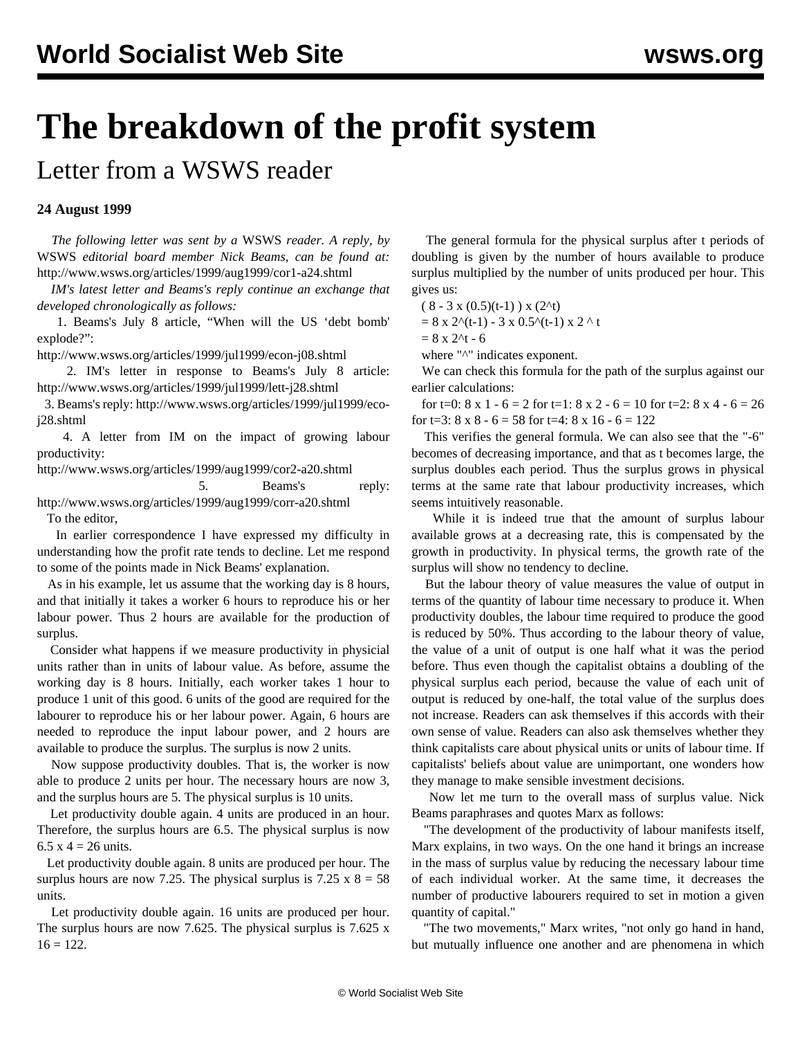# The breakdown of the profit system

## Letter from a WSWS reader

**24 August 1999**

*The following letter was sent by a* WSWS *reader. A reply, by* WSWS *editorial board member Nick Beams, can be found at:* http://www.wsws.org/articles/1999/aug1999/cor1-a24.shtml

*IM's latest letter and Beams's reply continue an exchange that developed chronologically as follows:*

1. Beams's July 8 article, "When will the US 'debt bomb' explode?": http://www.wsws.org/articles/1999/jul1999/econ-j08.shtml

2. IM's letter in response to Beams's July 8 article: http://www.wsws.org/articles/1999/jul1999/lett-j28.shtml

3. Beams's reply: http://www.wsws.org/articles/1999/jul1999/eco-j28.shtml

4. A letter from IM on the impact of growing labour productivity: http://www.wsws.org/articles/1999/aug1999/cor2-a20.shtml

5. Beams's reply: http://www.wsws.org/articles/1999/aug1999/corr-a20.shtml

To the editor,

In earlier correspondence I have expressed my difficulty in understanding how the profit rate tends to decline. Let me respond to some of the points made in Nick Beams' explanation.

As in his example, let us assume that the working day is 8 hours, and that initially it takes a worker 6 hours to reproduce his or her labour power. Thus 2 hours are available for the production of surplus.

Consider what happens if we measure productivity in physicial units rather than in units of labour value. As before, assume the working day is 8 hours. Initially, each worker takes 1 hour to produce 1 unit of this good. 6 units of the good are required for the labourer to reproduce his or her labour power. Again, 6 hours are needed to reproduce the input labour power, and 2 hours are available to produce the surplus. The surplus is now 2 units.

Now suppose productivity doubles. That is, the worker is now able to produce 2 units per hour. The necessary hours are now 3, and the surplus hours are 5. The physical surplus is 10 units.

Let productivity double again. 4 units are produced in an hour. Therefore, the surplus hours are 6.5. The physical surplus is now 6.5 x 4 = 26 units.

Let productivity double again. 8 units are produced per hour. The surplus hours are now 7.25. The physical surplus is 7.25 x 8 = 58 units.

Let productivity double again. 16 units are produced per hour. The surplus hours are now 7.625. The physical surplus is 7.625 x 16 = 122.

The general formula for the physical surplus after t periods of doubling is given by the number of hours available to produce surplus multiplied by the number of units produced per hour. This gives us:

( 8 - 3 x (0.5)(t-1) ) x (2^t)

= 8 x 2^(t-1) - 3 x 0.5^(t-1) x 2 ^ t

= 8 x 2^t - 6

where "^" indicates exponent.

We can check this formula for the path of the surplus against our earlier calculations:

for t=0: 8 x 1 - 6 = 2 for t=1: 8 x 2 - 6 = 10 for t=2: 8 x 4 - 6 = 26 for t=3: 8 x 8 - 6 = 58 for t=4: 8 x 16 - 6 = 122

This verifies the general formula. We can also see that the "-6" becomes of decreasing importance, and that as t becomes large, the surplus doubles each period. Thus the surplus grows in physical terms at the same rate that labour productivity increases, which seems intuitively reasonable.

While it is indeed true that the amount of surplus labour available grows at a decreasing rate, this is compensated by the growth in productivity. In physical terms, the growth rate of the surplus will show no tendency to decline.

But the labour theory of value measures the value of output in terms of the quantity of labour time necessary to produce it. When productivity doubles, the labour time required to produce the good is reduced by 50%. Thus according to the labour theory of value, the value of a unit of output is one half what it was the period before. Thus even though the capitalist obtains a doubling of the physical surplus each period, because the value of each unit of output is reduced by one-half, the total value of the surplus does not increase. Readers can ask themselves if this accords with their own sense of value. Readers can also ask themselves whether they think capitalists care about physical units or units of labour time. If capitalists' beliefs about value are unimportant, one wonders how they manage to make sensible investment decisions.

Now let me turn to the overall mass of surplus value. Nick Beams paraphrases and quotes Marx as follows:

"The development of the productivity of labour manifests itself, Marx explains, in two ways. On the one hand it brings an increase in the mass of surplus value by reducing the necessary labour time of each individual worker. At the same time, it decreases the number of productive labourers required to set in motion a given quantity of capital."

"The two movements," Marx writes, "not only go hand in hand, but mutually influence one another and are phenomena in which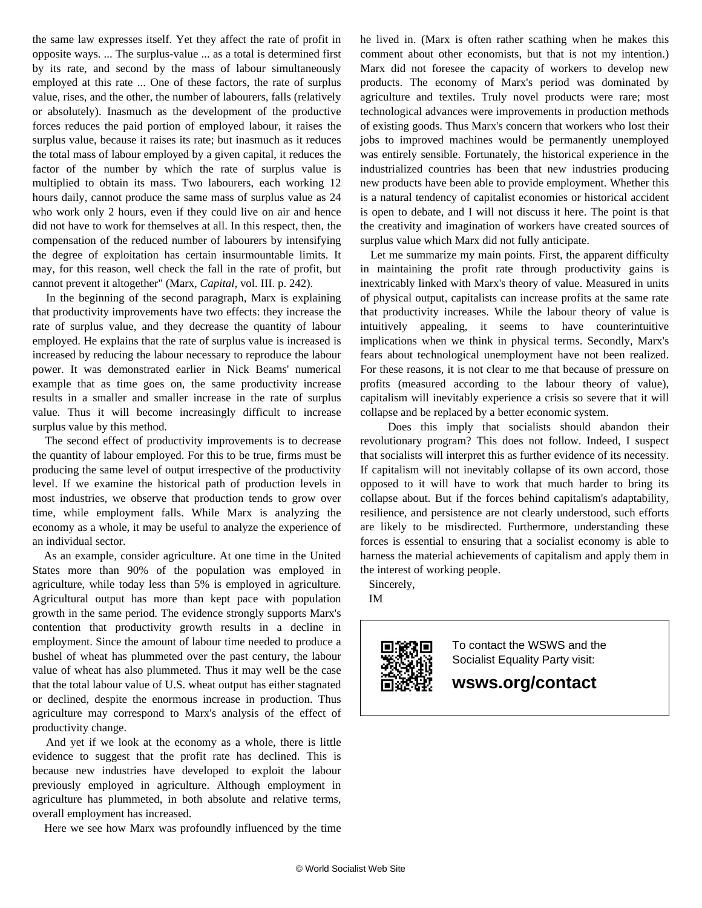the same law expresses itself. Yet they affect the rate of profit in opposite ways. ... The surplus-value ... as a total is determined first by its rate, and second by the mass of labour simultaneously employed at this rate ... One of these factors, the rate of surplus value, rises, and the other, the number of labourers, falls (relatively or absolutely). Inasmuch as the development of the productive forces reduces the paid portion of employed labour, it raises the surplus value, because it raises its rate; but inasmuch as it reduces the total mass of labour employed by a given capital, it reduces the factor of the number by which the rate of surplus value is multiplied to obtain its mass. Two labourers, each working 12 hours daily, cannot produce the same mass of surplus value as 24 who work only 2 hours, even if they could live on air and hence did not have to work for themselves at all. In this respect, then, the compensation of the reduced number of labourers by intensifying the degree of exploitation has certain insurmountable limits. It may, for this reason, well check the fall in the rate of profit, but cannot prevent it altogether" (Marx, *Capital*, vol. III. p. 242).

In the beginning of the second paragraph, Marx is explaining that productivity improvements have two effects: they increase the rate of surplus value, and they decrease the quantity of labour employed. He explains that the rate of surplus value is increased is increased by reducing the labour necessary to reproduce the labour power. It was demonstrated earlier in Nick Beams' numerical example that as time goes on, the same productivity increase results in a smaller and smaller increase in the rate of surplus value. Thus it will become increasingly difficult to increase surplus value by this method.

The second effect of productivity improvements is to decrease the quantity of labour employed. For this to be true, firms must be producing the same level of output irrespective of the productivity level. If we examine the historical path of production levels in most industries, we observe that production tends to grow over time, while employment falls. While Marx is analyzing the economy as a whole, it may be useful to analyze the experience of an individual sector.

As an example, consider agriculture. At one time in the United States more than 90% of the population was employed in agriculture, while today less than 5% is employed in agriculture. Agricultural output has more than kept pace with population growth in the same period. The evidence strongly supports Marx's contention that productivity growth results in a decline in employment. Since the amount of labour time needed to produce a bushel of wheat has plummeted over the past century, the labour value of wheat has also plummeted. Thus it may well be the case that the total labour value of U.S. wheat output has either stagnated or declined, despite the enormous increase in production. Thus agriculture may correspond to Marx's analysis of the effect of productivity change.

And yet if we look at the economy as a whole, there is little evidence to suggest that the profit rate has declined. This is because new industries have developed to exploit the labour previously employed in agriculture. Although employment in agriculture has plummeted, in both absolute and relative terms, overall employment has increased.

Here we see how Marx was profoundly influenced by the time he lived in. (Marx is often rather scathing when he makes this comment about other economists, but that is not my intention.) Marx did not foresee the capacity of workers to develop new products. The economy of Marx's period was dominated by agriculture and textiles. Truly novel products were rare; most technological advances were improvements in production methods of existing goods. Thus Marx's concern that workers who lost their jobs to improved machines would be permanently unemployed was entirely sensible. Fortunately, the historical experience in the industrialized countries has been that new industries producing new products have been able to provide employment. Whether this is a natural tendency of capitalist economies or historical accident is open to debate, and I will not discuss it here. The point is that the creativity and imagination of workers have created sources of surplus value which Marx did not fully anticipate.

Let me summarize my main points. First, the apparent difficulty in maintaining the profit rate through productivity gains is inextricably linked with Marx's theory of value. Measured in units of physical output, capitalists can increase profits at the same rate that productivity increases. While the labour theory of value is intuitively appealing, it seems to have counterintuitive implications when we think in physical terms. Secondly, Marx's fears about technological unemployment have not been realized. For these reasons, it is not clear to me that because of pressure on profits (measured according to the labour theory of value), capitalism will inevitably experience a crisis so severe that it will collapse and be replaced by a better economic system.

Does this imply that socialists should abandon their revolutionary program? This does not follow. Indeed, I suspect that socialists will interpret this as further evidence of its necessity. If capitalism will not inevitably collapse of its own accord, those opposed to it will have to work that much harder to bring its collapse about. But if the forces behind capitalism's adaptability, resilience, and persistence are not clearly understood, such efforts are likely to be misdirected. Furthermore, understanding these forces is essential to ensuring that a socialist economy is able to harness the material achievements of capitalism and apply them in the interest of working people.

Sincerely,
IM

To contact the WSWS and the Socialist Equality Party visit:

**wsws.org/contact**